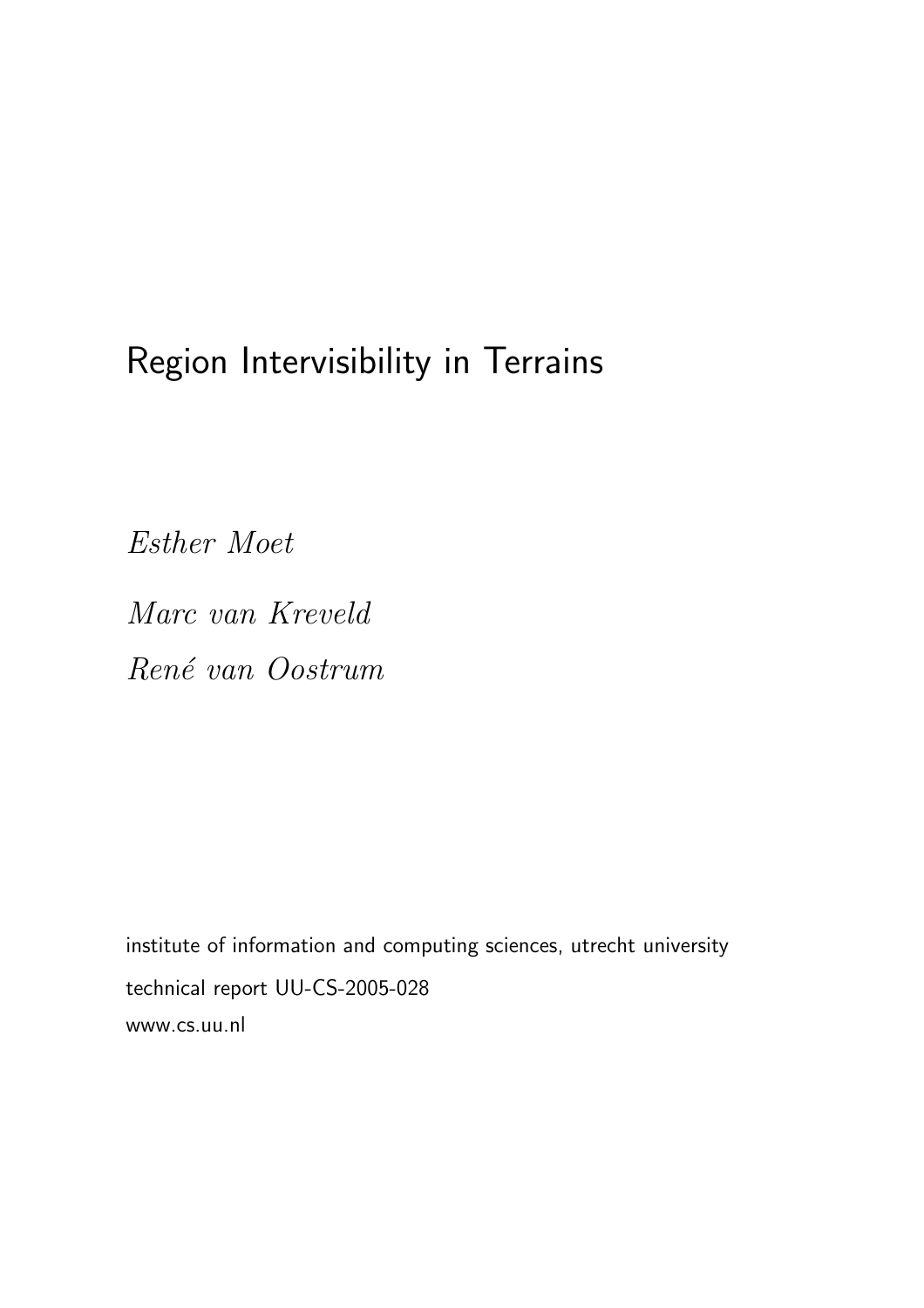# Region Intervisibility in Terrains

*Esther Moet*

*Marc van Kreveld*

*René van Oostrum*

institute of information and computing sciences, utrecht university

technical report UU-CS-2005-028

www.cs.uu.nl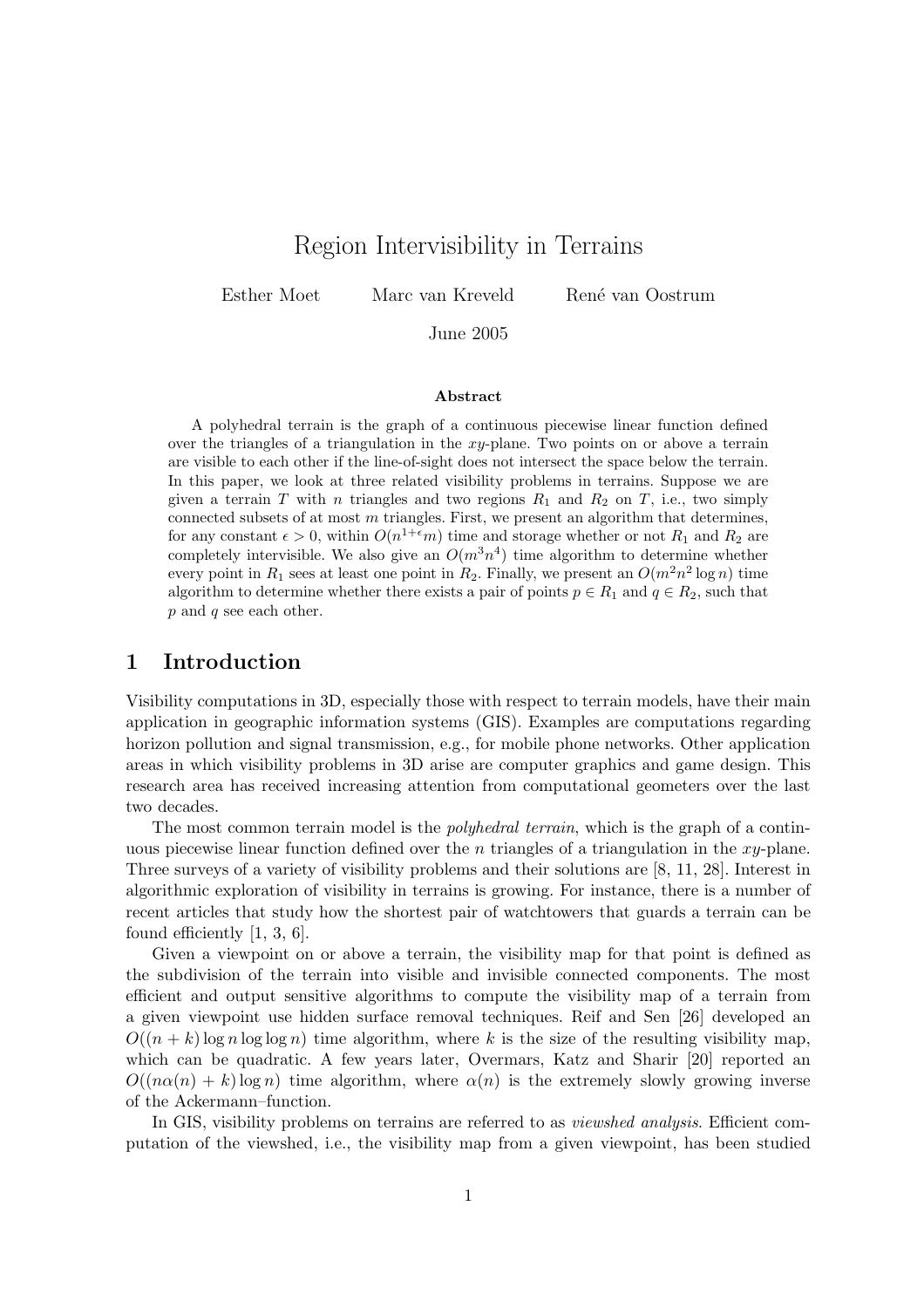# Region Intervisibility in Terrains

Esther Moet  Marc van Kreveld  René van Oostrum

June 2005

### Abstract

A polyhedral terrain is the graph of a continuous piecewise linear function defined over the triangles of a triangulation in the $xy$-plane. Two points on or above a terrain are visible to each other if the line-of-sight does not intersect the space below the terrain. In this paper, we look at three related visibility problems in terrains. Suppose we are given a terrain $T$ with $n$ triangles and two regions $R_1$ and $R_2$ on $T$, i.e., two simply connected subsets of at most $m$ triangles. First, we present an algorithm that determines, for any constant $\epsilon > 0$, within $O(n^{1+\epsilon}m)$ time and storage whether or not $R_1$ and $R_2$ are completely intervisible. We also give an $O(m^3n^4)$ time algorithm to determine whether every point in $R_1$ sees at least one point in $R_2$. Finally, we present an $O(m^2n^2 \log n)$ time algorithm to determine whether there exists a pair of points $p \in R_1$ and $q \in R_2$, such that $p$ and $q$ see each other.

## 1 Introduction

Visibility computations in 3D, especially those with respect to terrain models, have their main application in geographic information systems (GIS). Examples are computations regarding horizon pollution and signal transmission, e.g., for mobile phone networks. Other application areas in which visibility problems in 3D arise are computer graphics and game design. This research area has received increasing attention from computational geometers over the last two decades.

The most common terrain model is the *polyhedral terrain*, which is the graph of a continuous piecewise linear function defined over the $n$ triangles of a triangulation in the $xy$-plane. Three surveys of a variety of visibility problems and their solutions are [8, 11, 28]. Interest in algorithmic exploration of visibility in terrains is growing. For instance, there is a number of recent articles that study how the shortest pair of watchtowers that guards a terrain can be found efficiently [1, 3, 6].

Given a viewpoint on or above a terrain, the visibility map for that point is defined as the subdivision of the terrain into visible and invisible connected components. The most efficient and output sensitive algorithms to compute the visibility map of a terrain from a given viewpoint use hidden surface removal techniques. Reif and Sen [26] developed an $O((n + k) \log n \log \log n)$ time algorithm, where $k$ is the size of the resulting visibility map, which can be quadratic. A few years later, Overmars, Katz and Sharir [20] reported an $O((n\alpha(n) + k) \log n)$ time algorithm, where $\alpha(n)$ is the extremely slowly growing inverse of the Ackermann–function.

In GIS, visibility problems on terrains are referred to as *viewshed analysis*. Efficient computation of the viewshed, i.e., the visibility map from a given viewpoint, has been studied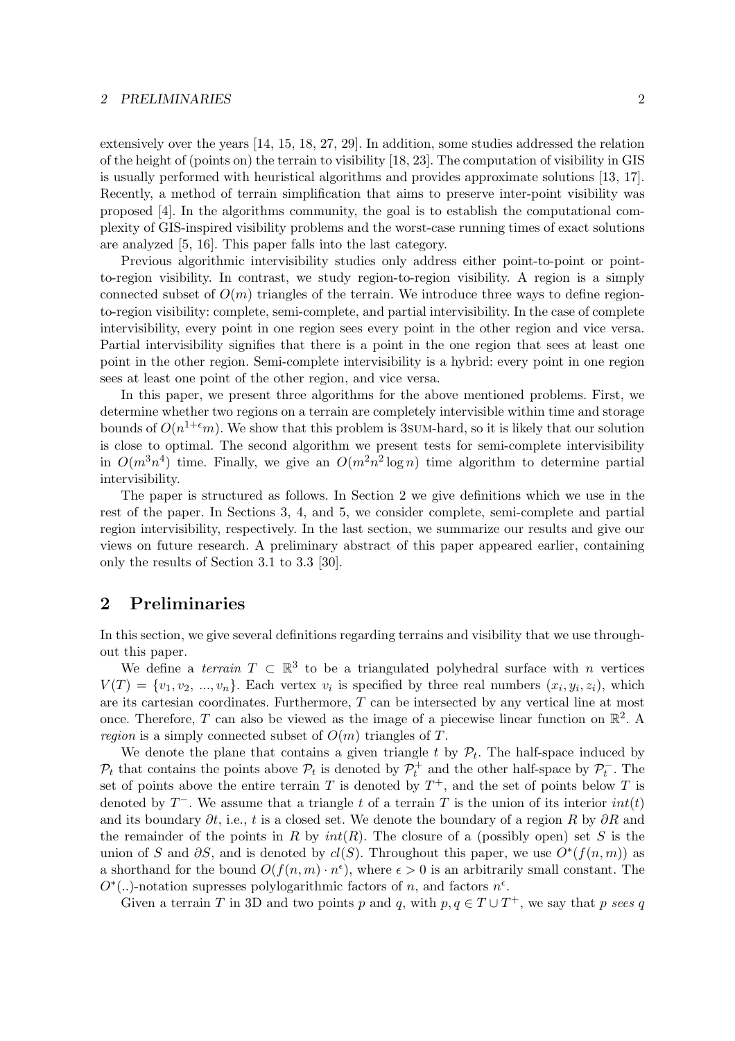extensively over the years [14, 15, 18, 27, 29]. In addition, some studies addressed the relation of the height of (points on) the terrain to visibility [18, 23]. The computation of visibility in GIS is usually performed with heuristical algorithms and provides approximate solutions [13, 17]. Recently, a method of terrain simplification that aims to preserve inter-point visibility was proposed [4]. In the algorithms community, the goal is to establish the computational complexity of GIS-inspired visibility problems and the worst-case running times of exact solutions are analyzed [5, 16]. This paper falls into the last category.

Previous algorithmic intervisibility studies only address either point-to-point or point-to-region visibility. In contrast, we study region-to-region visibility. A region is a simply connected subset of $O(m)$ triangles of the terrain. We introduce three ways to define region-to-region visibility: complete, semi-complete, and partial intervisibility. In the case of complete intervisibility, every point in one region sees every point in the other region and vice versa. Partial intervisibility signifies that there is a point in the one region that sees at least one point in the other region. Semi-complete intervisibility is a hybrid: every point in one region sees at least one point of the other region, and vice versa.

In this paper, we present three algorithms for the above mentioned problems. First, we determine whether two regions on a terrain are completely intervisible within time and storage bounds of $O(n^{1+\epsilon}m)$. We show that this problem is 3SUM-hard, so it is likely that our solution is close to optimal. The second algorithm we present tests for semi-complete intervisibility in $O(m^3n^4)$ time. Finally, we give an $O(m^2n^2 \log n)$ time algorithm to determine partial intervisibility.

The paper is structured as follows. In Section 2 we give definitions which we use in the rest of the paper. In Sections 3, 4, and 5, we consider complete, semi-complete and partial region intervisibility, respectively. In the last section, we summarize our results and give our views on future research. A preliminary abstract of this paper appeared earlier, containing only the results of Section 3.1 to 3.3 [30].

## 2 Preliminaries

In this section, we give several definitions regarding terrains and visibility that we use throughout this paper.

We define a *terrain* $T \subset \mathbb{R}^3$ to be a triangulated polyhedral surface with $n$ vertices $V(T) = \{v_1, v_2, ..., v_n\}$. Each vertex $v_i$ is specified by three real numbers $(x_i, y_i, z_i)$, which are its cartesian coordinates. Furthermore, $T$ can be intersected by any vertical line at most once. Therefore, $T$ can also be viewed as the image of a piecewise linear function on $\mathbb{R}^2$. A *region* is a simply connected subset of $O(m)$ triangles of $T$.

We denote the plane that contains a given triangle $t$ by $\mathcal{P}_t$. The half-space induced by $\mathcal{P}_t$ that contains the points above $\mathcal{P}_t$ is denoted by $\mathcal{P}_t^+$ and the other half-space by $\mathcal{P}_t^-$. The set of points above the entire terrain $T$ is denoted by $T^+$, and the set of points below $T$ is denoted by $T^-$. We assume that a triangle $t$ of a terrain $T$ is the union of its interior $int(t)$ and its boundary $\partial t$, i.e., $t$ is a closed set. We denote the boundary of a region $R$ by $\partial R$ and the remainder of the points in $R$ by $int(R)$. The closure of a (possibly open) set $S$ is the union of $S$ and $\partial S$, and is denoted by $cl(S)$. Throughout this paper, we use $O^*(f(n,m))$ as a shorthand for the bound $O(f(n,m) \cdot n^\epsilon)$, where $\epsilon > 0$ is an arbitrarily small constant. The $O^*(..)$-notation supresses polylogarithmic factors of $n$, and factors $n^\epsilon$.

Given a terrain $T$ in 3D and two points $p$ and $q$, with $p, q \in T \cup T^+$, we say that $p$ *sees* $q$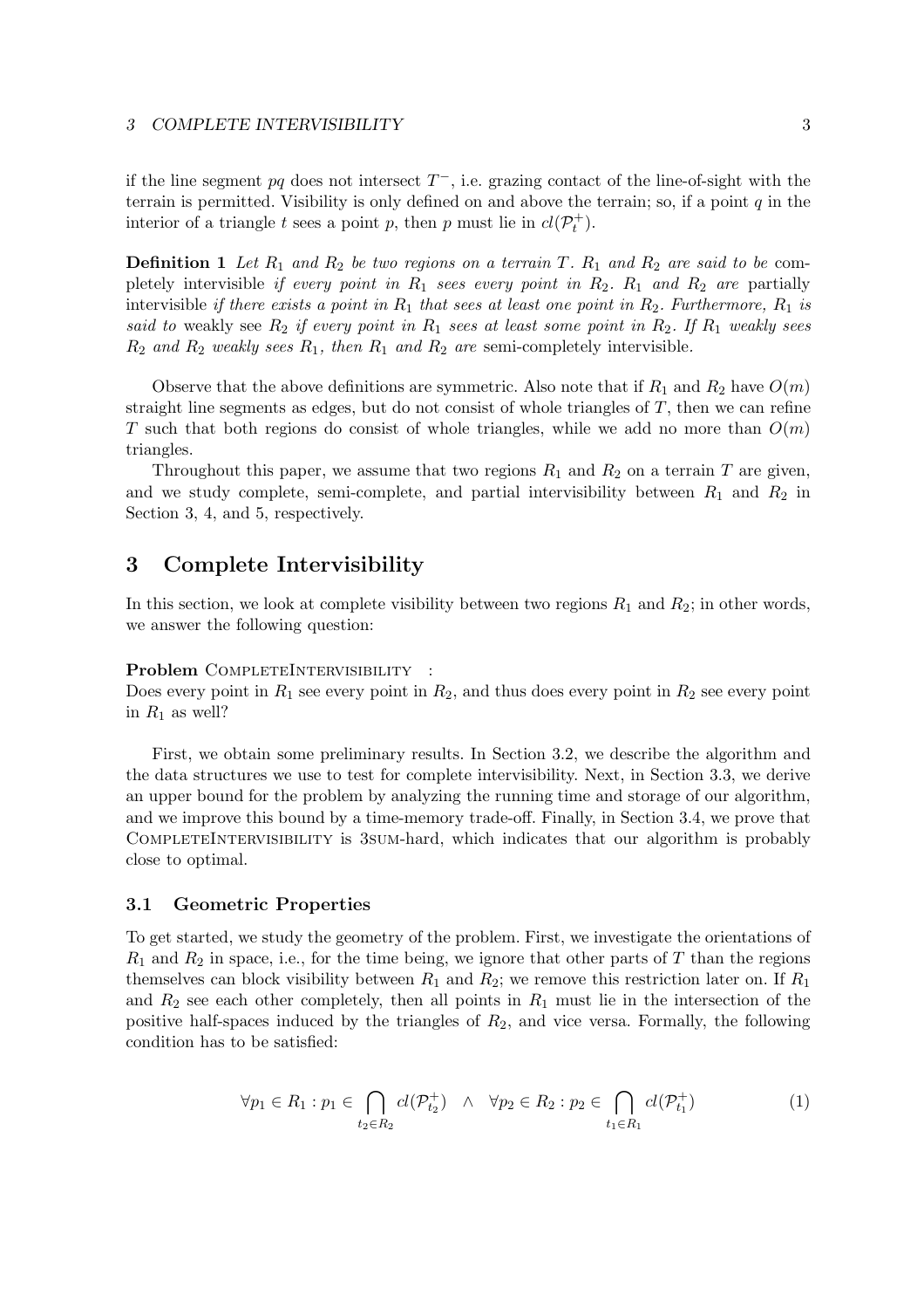if the line segment $pq$ does not intersect $T^-$, i.e. grazing contact of the line-of-sight with the terrain is permitted. Visibility is only defined on and above the terrain; so, if a point $q$ in the interior of a triangle $t$ sees a point $p$, then $p$ must lie in $cl(\mathcal{P}_t^+)$.

**Definition 1** *Let $R_1$ and $R_2$ be two regions on a terrain $T$. $R_1$ and $R_2$ are said to be* completely intervisible *if every point in $R_1$ sees every point in $R_2$. $R_1$ and $R_2$ are* partially intervisible *if there exists a point in $R_1$ that sees at least one point in $R_2$. Furthermore, $R_1$ is said to* weakly see *$R_2$ if every point in $R_1$ sees at least some point in $R_2$. If $R_1$ weakly sees $R_2$ and $R_2$ weakly sees $R_1$, then $R_1$ and $R_2$ are* semi-completely intervisible.

Observe that the above definitions are symmetric. Also note that if $R_1$ and $R_2$ have $O(m)$ straight line segments as edges, but do not consist of whole triangles of $T$, then we can refine $T$ such that both regions do consist of whole triangles, while we add no more than $O(m)$ triangles.

Throughout this paper, we assume that two regions $R_1$ and $R_2$ on a terrain $T$ are given, and we study complete, semi-complete, and partial intervisibility between $R_1$ and $R_2$ in Section 3, 4, and 5, respectively.

# 3 Complete Intervisibility

In this section, we look at complete visibility between two regions $R_1$ and $R_2$; in other words, we answer the following question:

**Problem** CompleteIntervisibility :
Does every point in $R_1$ see every point in $R_2$, and thus does every point in $R_2$ see every point in $R_1$ as well?

First, we obtain some preliminary results. In Section 3.2, we describe the algorithm and the data structures we use to test for complete intervisibility. Next, in Section 3.3, we derive an upper bound for the problem by analyzing the running time and storage of our algorithm, and we improve this bound by a time-memory trade-off. Finally, in Section 3.4, we prove that CompleteIntervisibility is 3sum-hard, which indicates that our algorithm is probably close to optimal.

## 3.1 Geometric Properties

To get started, we study the geometry of the problem. First, we investigate the orientations of $R_1$ and $R_2$ in space, i.e., for the time being, we ignore that other parts of $T$ than the regions themselves can block visibility between $R_1$ and $R_2$; we remove this restriction later on. If $R_1$ and $R_2$ see each other completely, then all points in $R_1$ must lie in the intersection of the positive half-spaces induced by the triangles of $R_2$, and vice versa. Formally, the following condition has to be satisfied:

$$\forall p_1 \in R_1 : p_1 \in \bigcap_{t_2 \in R_2} cl(\mathcal{P}_{t_2}^+) \quad \wedge \quad \forall p_2 \in R_2 : p_2 \in \bigcap_{t_1 \in R_1} cl(\mathcal{P}_{t_1}^+) \tag{1}$$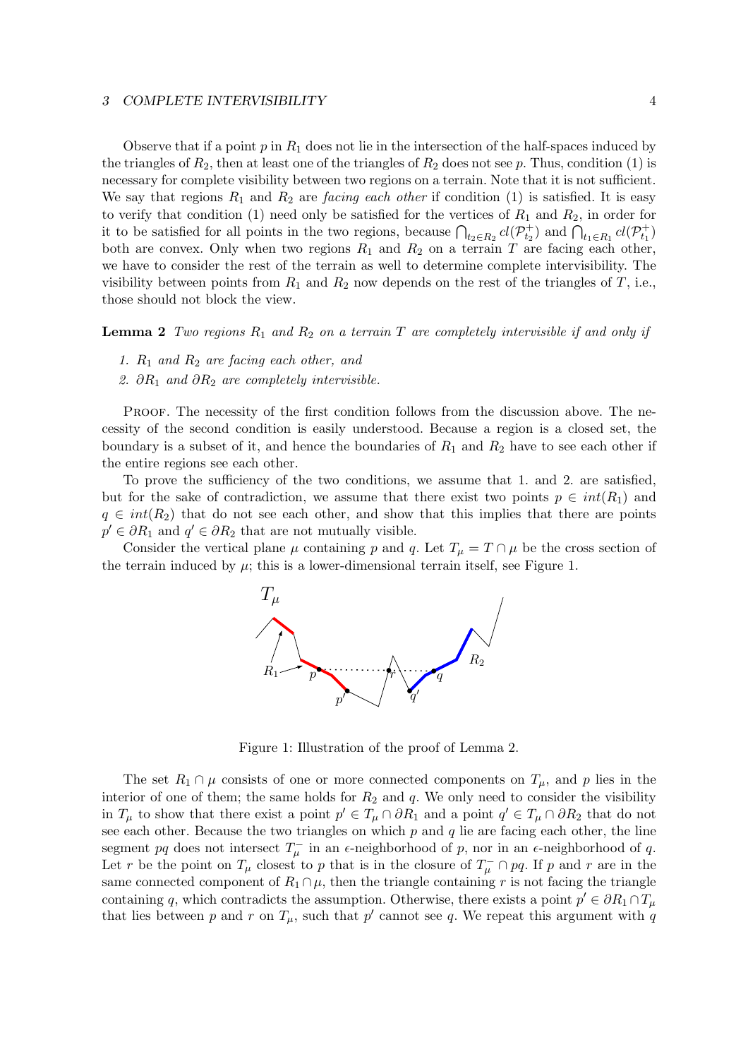Observe that if a point $p$ in $R_1$ does not lie in the intersection of the half-spaces induced by the triangles of $R_2$, then at least one of the triangles of $R_2$ does not see $p$. Thus, condition (1) is necessary for complete visibility between two regions on a terrain. Note that it is not sufficient. We say that regions $R_1$ and $R_2$ are *facing each other* if condition (1) is satisfied. It is easy to verify that condition (1) need only be satisfied for the vertices of $R_1$ and $R_2$, in order for it to be satisfied for all points in the two regions, because $\bigcap_{t_2 \in R_2} cl(\mathcal{P}_{t_2}^+)$ and $\bigcap_{t_1 \in R_1} cl(\mathcal{P}_{t_1}^+)$ both are convex. Only when two regions $R_1$ and $R_2$ on a terrain $T$ are facing each other, we have to consider the rest of the terrain as well to determine complete intervisibility. The visibility between points from $R_1$ and $R_2$ now depends on the rest of the triangles of $T$, i.e., those should not block the view.

**Lemma 2** *Two regions $R_1$ and $R_2$ on a terrain $T$ are completely intervisible if and only if*

1. *$R_1$ and $R_2$ are facing each other, and*
2. *$\partial R_1$ and $\partial R_2$ are completely intervisible.*

Proof. The necessity of the first condition follows from the discussion above. The necessity of the second condition is easily understood. Because a region is a closed set, the boundary is a subset of it, and hence the boundaries of $R_1$ and $R_2$ have to see each other if the entire regions see each other.

To prove the sufficiency of the two conditions, we assume that 1. and 2. are satisfied, but for the sake of contradiction, we assume that there exist two points $p \in int(R_1)$ and $q \in int(R_2)$ that do not see each other, and show that this implies that there are points $p' \in \partial R_1$ and $q' \in \partial R_2$ that are not mutually visible.

Consider the vertical plane $\mu$ containing $p$ and $q$. Let $T_\mu = T \cap \mu$ be the cross section of the terrain induced by $\mu$; this is a lower-dimensional terrain itself, see Figure 1.

Figure 1: Illustration of the proof of Lemma 2.

The set $R_1 \cap \mu$ consists of one or more connected components on $T_\mu$, and $p$ lies in the interior of one of them; the same holds for $R_2$ and $q$. We only need to consider the visibility in $T_\mu$ to show that there exist a point $p' \in T_\mu \cap \partial R_1$ and a point $q' \in T_\mu \cap \partial R_2$ that do not see each other. Because the two triangles on which $p$ and $q$ lie are facing each other, the line segment $pq$ does not intersect $T_\mu^-$ in an $\epsilon$-neighborhood of $p$, nor in an $\epsilon$-neighborhood of $q$. Let $r$ be the point on $T_\mu$ closest to $p$ that is in the closure of $T_\mu^- \cap pq$. If $p$ and $r$ are in the same connected component of $R_1 \cap \mu$, then the triangle containing $r$ is not facing the triangle containing $q$, which contradicts the assumption. Otherwise, there exists a point $p' \in \partial R_1 \cap T_\mu$ that lies between $p$ and $r$ on $T_\mu$, such that $p'$ cannot see $q$. We repeat this argument with $q$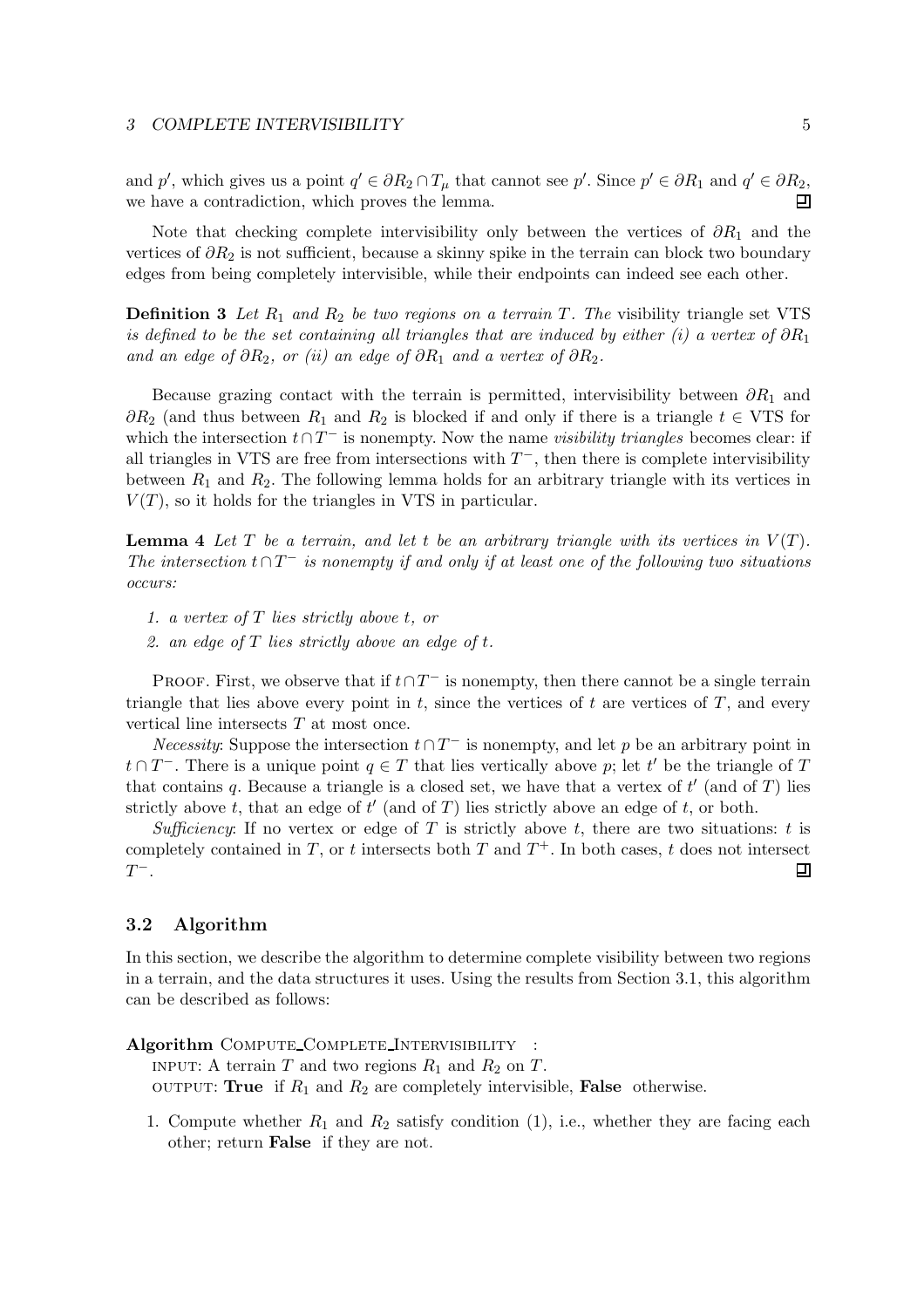and $p'$, which gives us a point $q' \in \partial R_2 \cap T_\mu$ that cannot see $p'$. Since $p' \in \partial R_1$ and $q' \in \partial R_2$, we have a contradiction, which proves the lemma. ◻

Note that checking complete intervisibility only between the vertices of $\partial R_1$ and the vertices of $\partial R_2$ is not sufficient, because a skinny spike in the terrain can block two boundary edges from being completely intervisible, while their endpoints can indeed see each other.

**Definition 3** *Let $R_1$ and $R_2$ be two regions on a terrain $T$. The* visibility triangle set VTS *is defined to be the set containing all triangles that are induced by either (i) a vertex of $\partial R_1$ and an edge of $\partial R_2$, or (ii) an edge of $\partial R_1$ and a vertex of $\partial R_2$.*

Because grazing contact with the terrain is permitted, intervisibility between $\partial R_1$ and $\partial R_2$ (and thus between $R_1$ and $R_2$ is blocked if and only if there is a triangle $t \in$ VTS for which the intersection $t \cap T^-$ is nonempty. Now the name *visibility triangles* becomes clear: if all triangles in VTS are free from intersections with $T^-$, then there is complete intervisibility between $R_1$ and $R_2$. The following lemma holds for an arbitrary triangle with its vertices in $V(T)$, so it holds for the triangles in VTS in particular.

**Lemma 4** *Let $T$ be a terrain, and let $t$ be an arbitrary triangle with its vertices in $V(T)$. The intersection $t \cap T^-$ is nonempty if and only if at least one of the following two situations occurs:*

1. *a vertex of $T$ lies strictly above $t$, or*
2. *an edge of $T$ lies strictly above an edge of $t$.*

Proof. First, we observe that if $t \cap T^-$ is nonempty, then there cannot be a single terrain triangle that lies above every point in $t$, since the vertices of $t$ are vertices of $T$, and every vertical line intersects $T$ at most once.

*Necessity*: Suppose the intersection $t \cap T^-$ is nonempty, and let $p$ be an arbitrary point in $t \cap T^-$. There is a unique point $q \in T$ that lies vertically above $p$; let $t'$ be the triangle of $T$ that contains $q$. Because a triangle is a closed set, we have that a vertex of $t'$ (and of $T$) lies strictly above $t$, that an edge of $t'$ (and of $T$) lies strictly above an edge of $t$, or both.

*Sufficiency*: If no vertex or edge of $T$ is strictly above $t$, there are two situations: $t$ is completely contained in $T$, or $t$ intersects both $T$ and $T^+$. In both cases, $t$ does not intersect $T^-$. ◻

### 3.2 Algorithm

In this section, we describe the algorithm to determine complete visibility between two regions in a terrain, and the data structures it uses. Using the results from Section 3.1, this algorithm can be described as follows:

**Algorithm** Compute_Complete_Intervisibility :
 input: A terrain $T$ and two regions $R_1$ and $R_2$ on $T$.
 output: **True** if $R_1$ and $R_2$ are completely intervisible, **False** otherwise.

1. Compute whether $R_1$ and $R_2$ satisfy condition (1), i.e., whether they are facing each other; return **False** if they are not.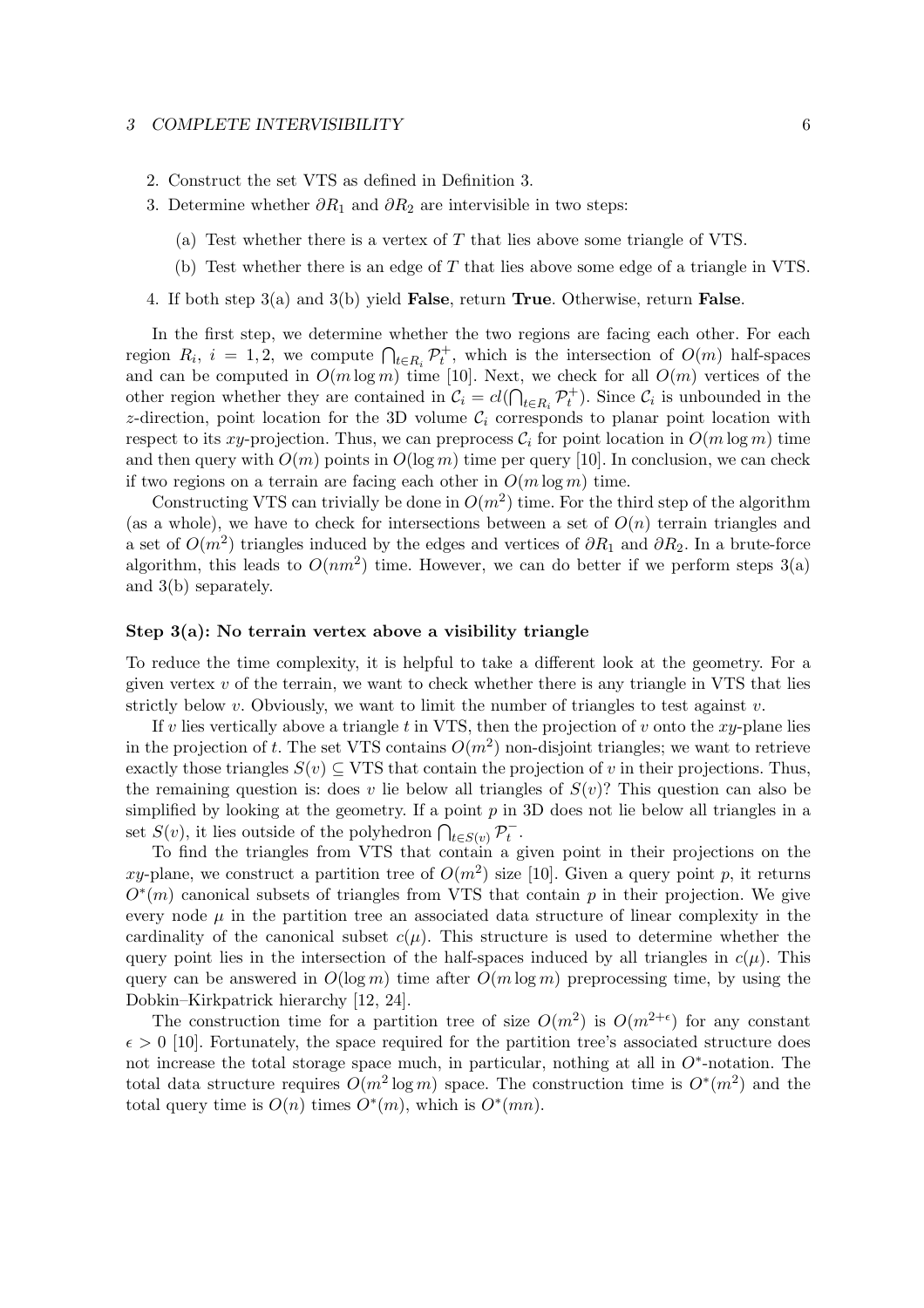2. Construct the set VTS as defined in Definition 3.
3. Determine whether $\partial R_1$ and $\partial R_2$ are intervisible in two steps:
   (a) Test whether there is a vertex of $T$ that lies above some triangle of VTS.
   (b) Test whether there is an edge of $T$ that lies above some edge of a triangle in VTS.
4. If both step 3(a) and 3(b) yield **False**, return **True**. Otherwise, return **False**.

In the first step, we determine whether the two regions are facing each other. For each region $R_i$, $i = 1, 2$, we compute $\bigcap_{t \in R_i} \mathcal{P}_t^+$, which is the intersection of $O(m)$ half-spaces and can be computed in $O(m \log m)$ time [10]. Next, we check for all $O(m)$ vertices of the other region whether they are contained in $\mathcal{C}_i = cl(\bigcap_{t \in R_i} \mathcal{P}_t^+)$. Since $\mathcal{C}_i$ is unbounded in the $z$-direction, point location for the 3D volume $\mathcal{C}_i$ corresponds to planar point location with respect to its $xy$-projection. Thus, we can preprocess $\mathcal{C}_i$ for point location in $O(m \log m)$ time and then query with $O(m)$ points in $O(\log m)$ time per query [10]. In conclusion, we can check if two regions on a terrain are facing each other in $O(m \log m)$ time.

Constructing VTS can trivially be done in $O(m^2)$ time. For the third step of the algorithm (as a whole), we have to check for intersections between a set of $O(n)$ terrain triangles and a set of $O(m^2)$ triangles induced by the edges and vertices of $\partial R_1$ and $\partial R_2$. In a brute-force algorithm, this leads to $O(nm^2)$ time. However, we can do better if we perform steps 3(a) and 3(b) separately.

#### Step 3(a): No terrain vertex above a visibility triangle

To reduce the time complexity, it is helpful to take a different look at the geometry. For a given vertex $v$ of the terrain, we want to check whether there is any triangle in VTS that lies strictly below $v$. Obviously, we want to limit the number of triangles to test against $v$.

If $v$ lies vertically above a triangle $t$ in VTS, then the projection of $v$ onto the $xy$-plane lies in the projection of $t$. The set VTS contains $O(m^2)$ non-disjoint triangles; we want to retrieve exactly those triangles $S(v) \subseteq$ VTS that contain the projection of $v$ in their projections. Thus, the remaining question is: does $v$ lie below all triangles of $S(v)$? This question can also be simplified by looking at the geometry. If a point $p$ in 3D does not lie below all triangles in a set $S(v)$, it lies outside of the polyhedron $\bigcap_{t \in S(v)} \mathcal{P}_t^-$.

To find the triangles from VTS that contain a given point in their projections on the $xy$-plane, we construct a partition tree of $O(m^2)$ size [10]. Given a query point $p$, it returns $O^*(m)$ canonical subsets of triangles from VTS that contain $p$ in their projection. We give every node $\mu$ in the partition tree an associated data structure of linear complexity in the cardinality of the canonical subset $c(\mu)$. This structure is used to determine whether the query point lies in the intersection of the half-spaces induced by all triangles in $c(\mu)$. This query can be answered in $O(\log m)$ time after $O(m \log m)$ preprocessing time, by using the Dobkin–Kirkpatrick hierarchy [12, 24].

The construction time for a partition tree of size $O(m^2)$ is $O(m^{2+\epsilon})$ for any constant $\epsilon > 0$ [10]. Fortunately, the space required for the partition tree's associated structure does not increase the total storage space much, in particular, nothing at all in $O^*$-notation. The total data structure requires $O(m^2 \log m)$ space. The construction time is $O^*(m^2)$ and the total query time is $O(n)$ times $O^*(m)$, which is $O^*(mn)$.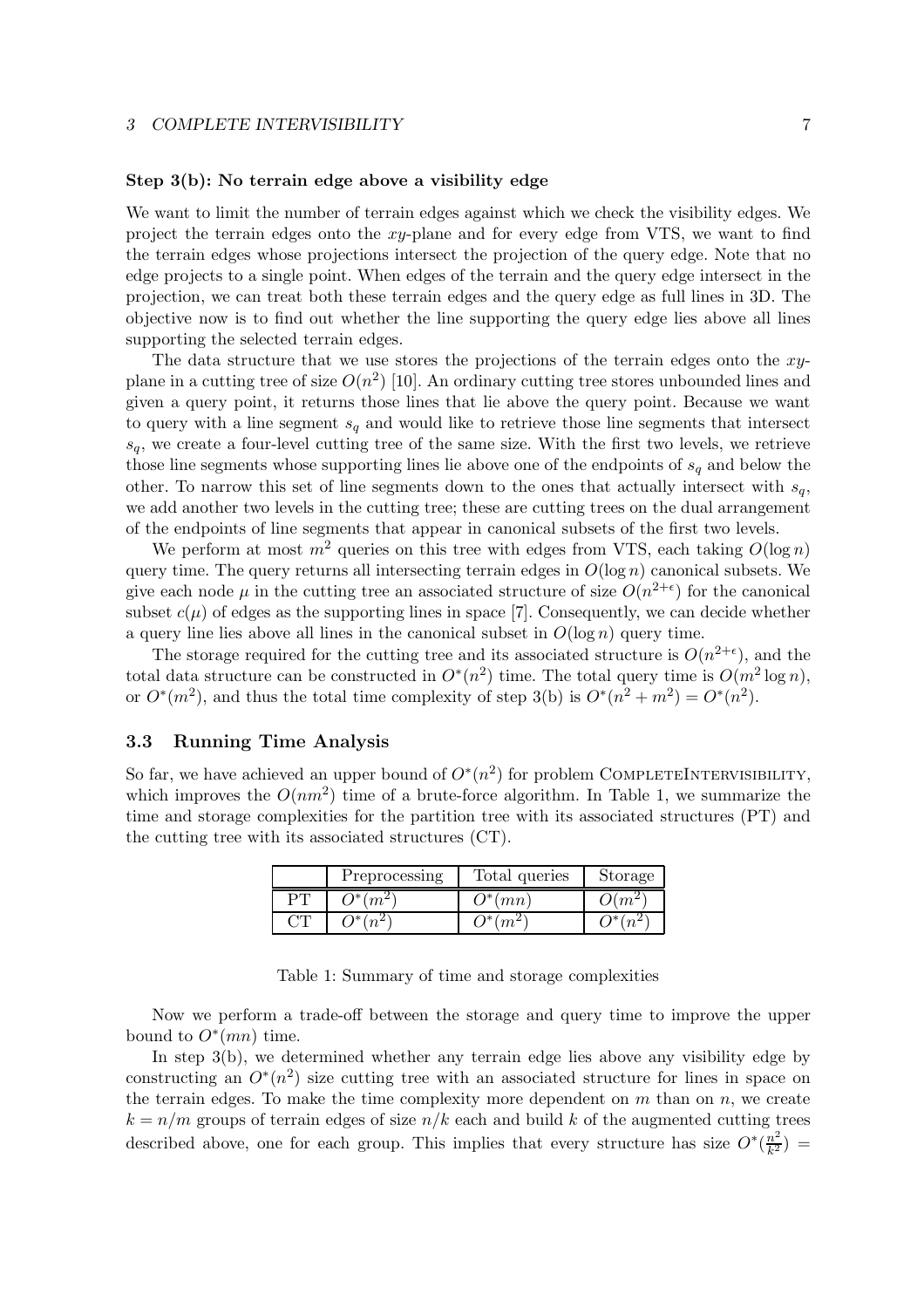**Step 3(b): No terrain edge above a visibility edge**

We want to limit the number of terrain edges against which we check the visibility edges. We project the terrain edges onto the $xy$-plane and for every edge from VTS, we want to find the terrain edges whose projections intersect the projection of the query edge. Note that no edge projects to a single point. When edges of the terrain and the query edge intersect in the projection, we can treat both these terrain edges and the query edge as full lines in 3D. The objective now is to find out whether the line supporting the query edge lies above all lines supporting the selected terrain edges.

The data structure that we use stores the projections of the terrain edges onto the $xy$-plane in a cutting tree of size $O(n^2)$ [10]. An ordinary cutting tree stores unbounded lines and given a query point, it returns those lines that lie above the query point. Because we want to query with a line segment $s_q$ and would like to retrieve those line segments that intersect $s_q$, we create a four-level cutting tree of the same size. With the first two levels, we retrieve those line segments whose supporting lines lie above one of the endpoints of $s_q$ and below the other. To narrow this set of line segments down to the ones that actually intersect with $s_q$, we add another two levels in the cutting tree; these are cutting trees on the dual arrangement of the endpoints of line segments that appear in canonical subsets of the first two levels.

We perform at most $m^2$ queries on this tree with edges from VTS, each taking $O(\log n)$ query time. The query returns all intersecting terrain edges in $O(\log n)$ canonical subsets. We give each node $\mu$ in the cutting tree an associated structure of size $O(n^{2+\epsilon})$ for the canonical subset $c(\mu)$ of edges as the supporting lines in space [7]. Consequently, we can decide whether a query line lies above all lines in the canonical subset in $O(\log n)$ query time.

The storage required for the cutting tree and its associated structure is $O(n^{2+\epsilon})$, and the total data structure can be constructed in $O^*(n^2)$ time. The total query time is $O(m^2 \log n)$, or $O^*(m^2)$, and thus the total time complexity of step 3(b) is $O^*(n^2 + m^2) = O^*(n^2)$.

## 3.3 Running Time Analysis

So far, we have achieved an upper bound of $O^*(n^2)$ for problem CompleteIntervisibility, which improves the $O(nm^2)$ time of a brute-force algorithm. In Table 1, we summarize the time and storage complexities for the partition tree with its associated structures (PT) and the cutting tree with its associated structures (CT).

| | Preprocessing | Total queries | Storage |
|---|---|---|---|
| PT | $O^*(m^2)$ | $O^*(mn)$ | $O(m^2)$ |
| CT | $O^*(n^2)$ | $O^*(m^2)$ | $O^*(n^2)$ |

Table 1: Summary of time and storage complexities

Now we perform a trade-off between the storage and query time to improve the upper bound to $O^*(mn)$ time.

In step 3(b), we determined whether any terrain edge lies above any visibility edge by constructing an $O^*(n^2)$ size cutting tree with an associated structure for lines in space on the terrain edges. To make the time complexity more dependent on $m$ than on $n$, we create $k = n/m$ groups of terrain edges of size $n/k$ each and build $k$ of the augmented cutting trees described above, one for each group. This implies that every structure has size $O^*(\frac{n^2}{k^2}) =$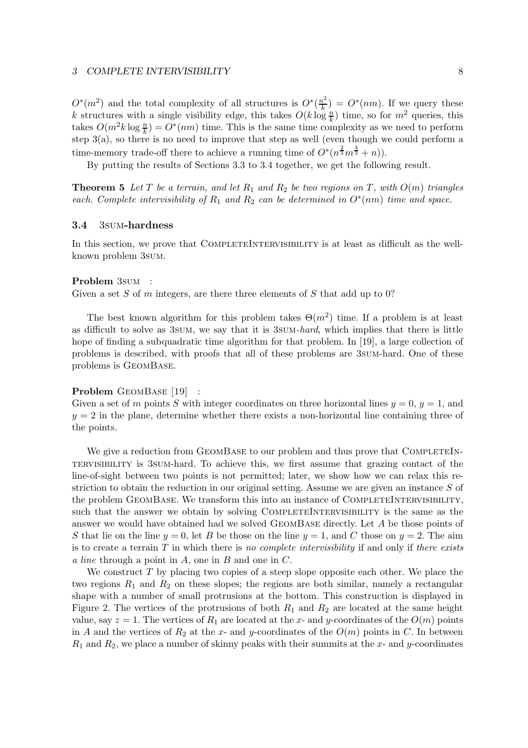$O^*(m^2)$ and the total complexity of all structures is $O^*(\frac{n^2}{k}) = O^*(nm)$. If we query these $k$ structures with a single visibility edge, this takes $O(k \log \frac{n}{k})$ time, so for $m^2$ queries, this takes $O(m^2 k \log \frac{n}{k}) = O^*(nm)$ time. This is the same time complexity as we need to perform step 3(a), so there is no need to improve that step as well (even though we could perform a time-memory trade-off there to achieve a running time of $O^*(n^{\frac{2}{3}} m^{\frac{4}{3}} + n)$).

By putting the results of Sections 3.3 to 3.4 together, we get the following result.

**Theorem 5** *Let $T$ be a terrain, and let $R_1$ and $R_2$ be two regions on $T$, with $O(m)$ triangles each. Complete intervisibility of $R_1$ and $R_2$ can be determined in $O^*(nm)$ time and space.*

### 3.4 3SUM-hardness

In this section, we prove that CompleteIntervisibility is at least as difficult as the well-known problem 3SUM.

**Problem** 3SUM :
Given a set $S$ of $m$ integers, are there three elements of $S$ that add up to 0?

The best known algorithm for this problem takes $\Theta(m^2)$ time. If a problem is at least as difficult to solve as 3SUM, we say that it is *3SUM-hard*, which implies that there is little hope of finding a subquadratic time algorithm for that problem. In [19], a large collection of problems is described, with proofs that all of these problems are 3SUM-hard. One of these problems is GeomBase.

**Problem** GeomBase [19] :
Given a set of $m$ points $S$ with integer coordinates on three horizontal lines $y = 0$, $y = 1$, and $y = 2$ in the plane, determine whether there exists a non-horizontal line containing three of the points.

We give a reduction from GeomBase to our problem and thus prove that CompleteIntervisibility is 3SUM-hard. To achieve this, we first assume that grazing contact of the line-of-sight between two points is not permitted; later, we show how we can relax this restriction to obtain the reduction in our original setting. Assume we are given an instance $S$ of the problem GeomBase. We transform this into an instance of CompleteIntervisibility, such that the answer we obtain by solving CompleteIntervisibility is the same as the answer we would have obtained had we solved GeomBase directly. Let $A$ be those points of $S$ that lie on the line $y = 0$, let $B$ be those on the line $y = 1$, and $C$ those on $y = 2$. The aim is to create a terrain $T$ in which there is *no complete intervisibility* if and only if *there exists a line* through a point in $A$, one in $B$ and one in $C$.

We construct $T$ by placing two copies of a steep slope opposite each other. We place the two regions $R_1$ and $R_2$ on these slopes; the regions are both similar, namely a rectangular shape with a number of small protrusions at the bottom. This construction is displayed in Figure 2. The vertices of the protrusions of both $R_1$ and $R_2$ are located at the same height value, say $z = 1$. The vertices of $R_1$ are located at the $x$- and $y$-coordinates of the $O(m)$ points in $A$ and the vertices of $R_2$ at the $x$- and $y$-coordinates of the $O(m)$ points in $C$. In between $R_1$ and $R_2$, we place a number of skinny peaks with their summits at the $x$- and $y$-coordinates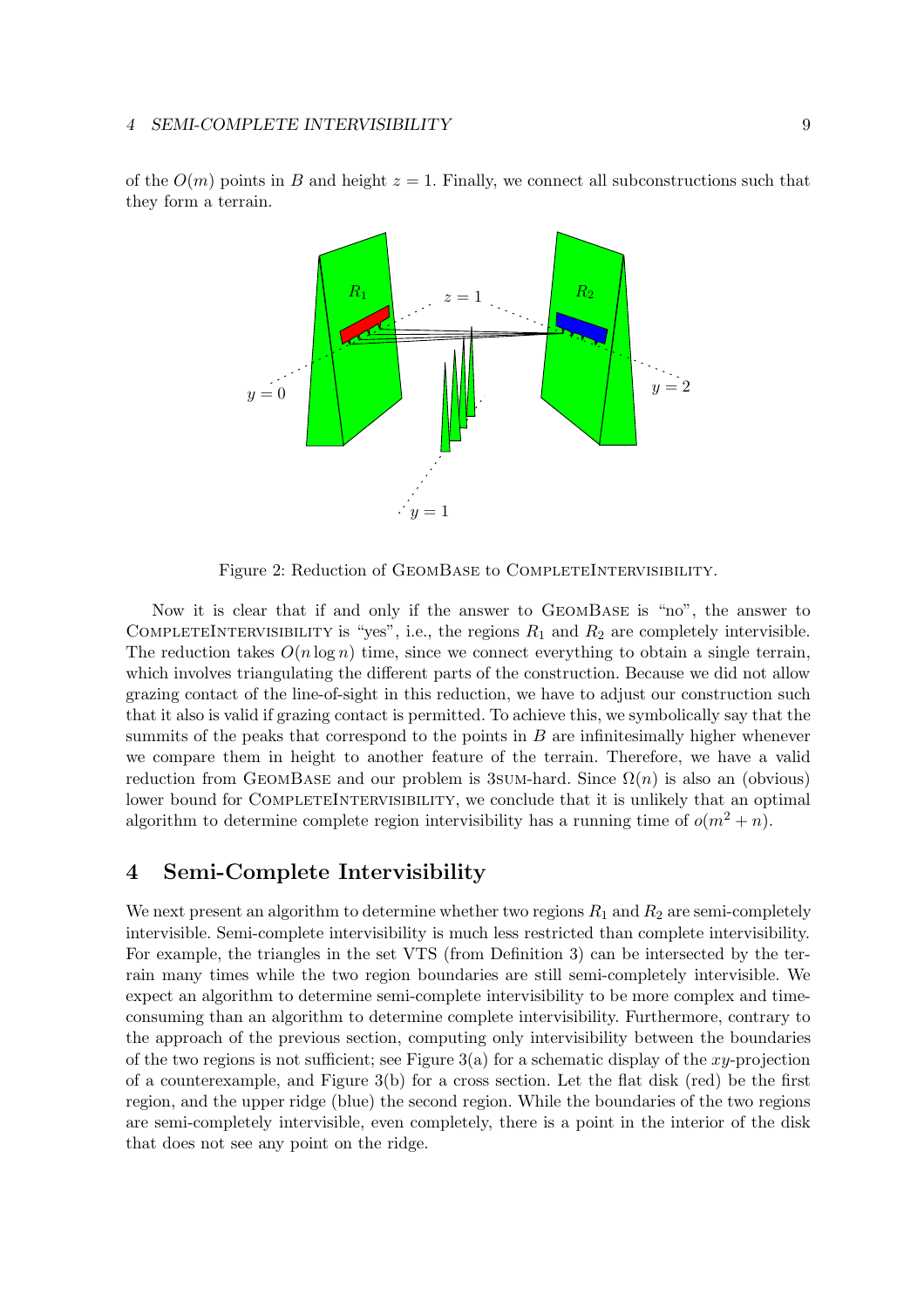of the $O(m)$ points in $B$ and height $z = 1$. Finally, we connect all subconstructions such that they form a terrain.

Figure 2: Reduction of GeomBase to CompleteIntervisibility.

Now it is clear that if and only if the answer to GeomBase is "no", the answer to CompleteIntervisibility is "yes", i.e., the regions $R_1$ and $R_2$ are completely intervisible. The reduction takes $O(n \log n)$ time, since we connect everything to obtain a single terrain, which involves triangulating the different parts of the construction. Because we did not allow grazing contact of the line-of-sight in this reduction, we have to adjust our construction such that it also is valid if grazing contact is permitted. To achieve this, we symbolically say that the summits of the peaks that correspond to the points in $B$ are infinitesimally higher whenever we compare them in height to another feature of the terrain. Therefore, we have a valid reduction from GeomBase and our problem is 3sum-hard. Since $\Omega(n)$ is also an (obvious) lower bound for CompleteIntervisibility, we conclude that it is unlikely that an optimal algorithm to determine complete region intervisibility has a running time of $o(m^2 + n)$.

## 4 Semi-Complete Intervisibility

We next present an algorithm to determine whether two regions $R_1$ and $R_2$ are semi-completely intervisible. Semi-complete intervisibility is much less restricted than complete intervisibility. For example, the triangles in the set VTS (from Definition 3) can be intersected by the terrain many times while the two region boundaries are still semi-completely intervisible. We expect an algorithm to determine semi-complete intervisibility to be more complex and time-consuming than an algorithm to determine complete intervisibility. Furthermore, contrary to the approach of the previous section, computing only intervisibility between the boundaries of the two regions is not sufficient; see Figure 3(a) for a schematic display of the $xy$-projection of a counterexample, and Figure 3(b) for a cross section. Let the flat disk (red) be the first region, and the upper ridge (blue) the second region. While the boundaries of the two regions are semi-completely intervisible, even completely, there is a point in the interior of the disk that does not see any point on the ridge.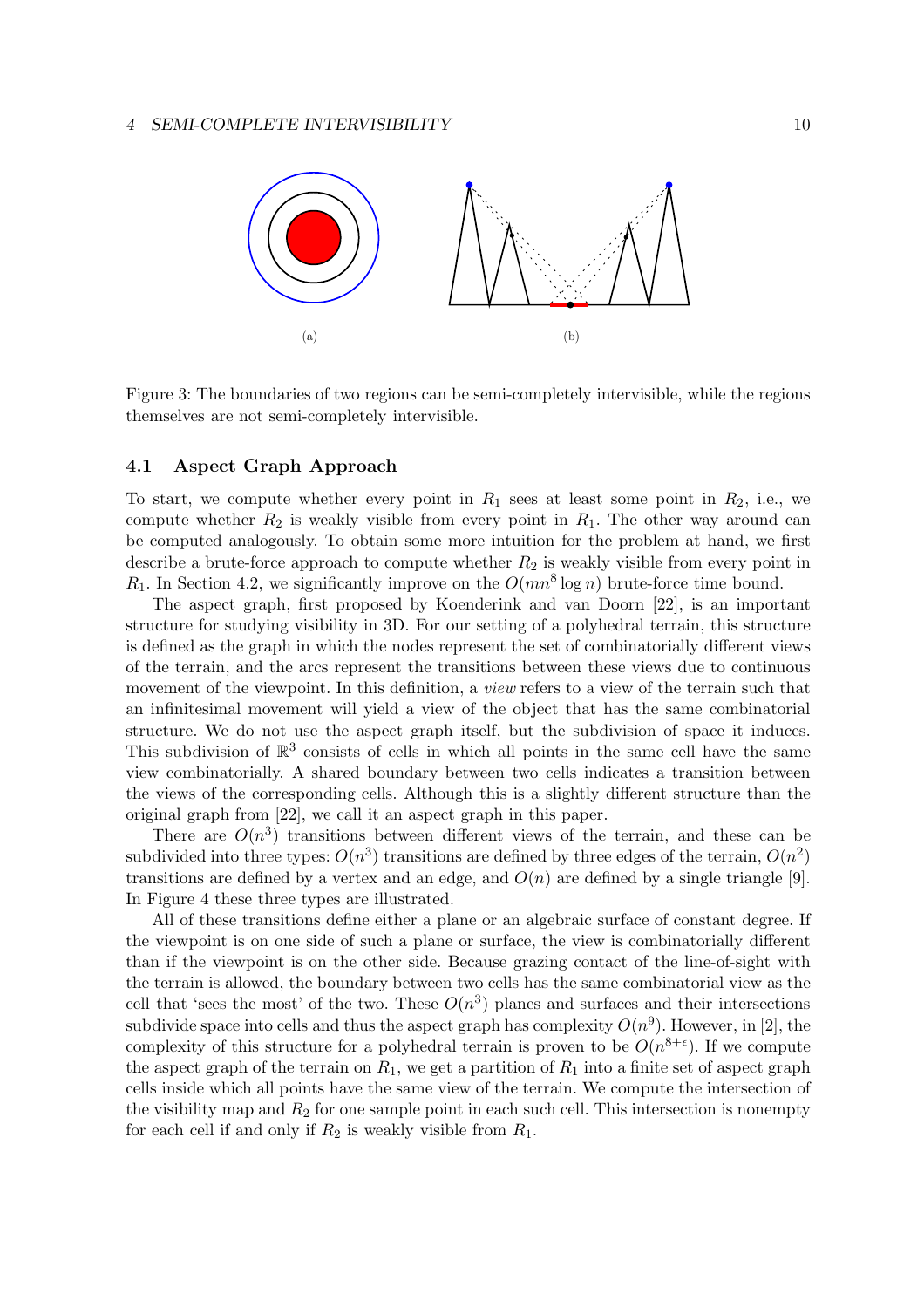Figure 3: The boundaries of two regions can be semi-completely intervisible, while the regions themselves are not semi-completely intervisible.

### 4.1 Aspect Graph Approach

To start, we compute whether every point in $R_1$ sees at least some point in $R_2$, i.e., we compute whether $R_2$ is weakly visible from every point in $R_1$. The other way around can be computed analogously. To obtain some more intuition for the problem at hand, we first describe a brute-force approach to compute whether $R_2$ is weakly visible from every point in $R_1$. In Section 4.2, we significantly improve on the $O(mn^8 \log n)$ brute-force time bound.

The aspect graph, first proposed by Koenderink and van Doorn [22], is an important structure for studying visibility in 3D. For our setting of a polyhedral terrain, this structure is defined as the graph in which the nodes represent the set of combinatorially different views of the terrain, and the arcs represent the transitions between these views due to continuous movement of the viewpoint. In this definition, a *view* refers to a view of the terrain such that an infinitesimal movement will yield a view of the object that has the same combinatorial structure. We do not use the aspect graph itself, but the subdivision of space it induces. This subdivision of $\mathbb{R}^3$ consists of cells in which all points in the same cell have the same view combinatorially. A shared boundary between two cells indicates a transition between the views of the corresponding cells. Although this is a slightly different structure than the original graph from [22], we call it an aspect graph in this paper.

There are $O(n^3)$ transitions between different views of the terrain, and these can be subdivided into three types: $O(n^3)$ transitions are defined by three edges of the terrain, $O(n^2)$ transitions are defined by a vertex and an edge, and $O(n)$ are defined by a single triangle [9]. In Figure 4 these three types are illustrated.

All of these transitions define either a plane or an algebraic surface of constant degree. If the viewpoint is on one side of such a plane or surface, the view is combinatorially different than if the viewpoint is on the other side. Because grazing contact of the line-of-sight with the terrain is allowed, the boundary between two cells has the same combinatorial view as the cell that 'sees the most' of the two. These $O(n^3)$ planes and surfaces and their intersections subdivide space into cells and thus the aspect graph has complexity $O(n^9)$. However, in [2], the complexity of this structure for a polyhedral terrain is proven to be $O(n^{8+\epsilon})$. If we compute the aspect graph of the terrain on $R_1$, we get a partition of $R_1$ into a finite set of aspect graph cells inside which all points have the same view of the terrain. We compute the intersection of the visibility map and $R_2$ for one sample point in each such cell. This intersection is nonempty for each cell if and only if $R_2$ is weakly visible from $R_1$.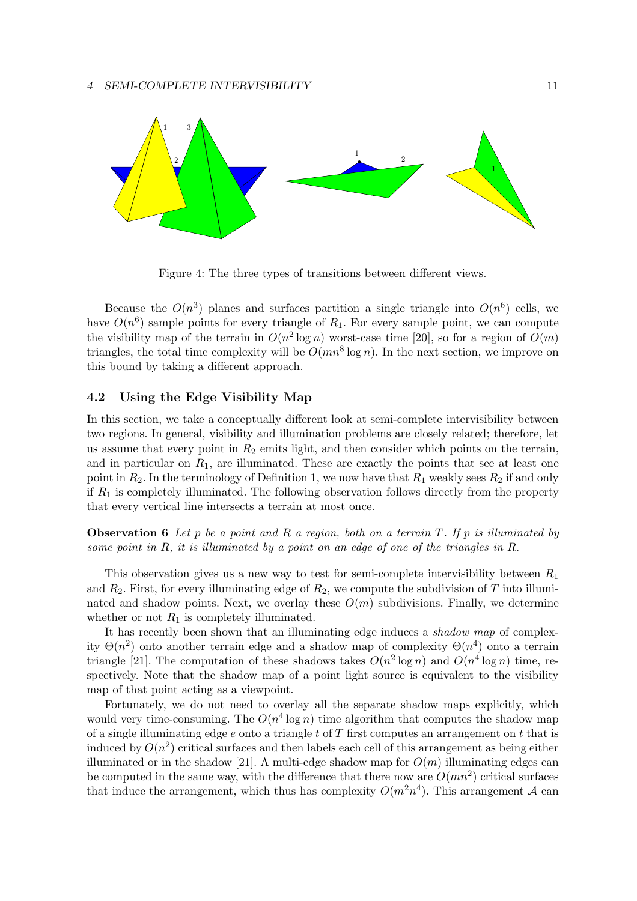Figure 4: The three types of transitions between different views.

Because the $O(n^3)$ planes and surfaces partition a single triangle into $O(n^6)$ cells, we have $O(n^6)$ sample points for every triangle of $R_1$. For every sample point, we can compute the visibility map of the terrain in $O(n^2 \log n)$ worst-case time [20], so for a region of $O(m)$ triangles, the total time complexity will be $O(mn^8 \log n)$. In the next section, we improve on this bound by taking a different approach.

### 4.2 Using the Edge Visibility Map

In this section, we take a conceptually different look at semi-complete intervisibility between two regions. In general, visibility and illumination problems are closely related; therefore, let us assume that every point in $R_2$ emits light, and then consider which points on the terrain, and in particular on $R_1$, are illuminated. These are exactly the points that see at least one point in $R_2$. In the terminology of Definition 1, we now have that $R_1$ weakly sees $R_2$ if and only if $R_1$ is completely illuminated. The following observation follows directly from the property that every vertical line intersects a terrain at most once.

**Observation 6** *Let $p$ be a point and $R$ a region, both on a terrain $T$. If $p$ is illuminated by some point in $R$, it is illuminated by a point on an edge of one of the triangles in $R$.*

This observation gives us a new way to test for semi-complete intervisibility between $R_1$ and $R_2$. First, for every illuminating edge of $R_2$, we compute the subdivision of $T$ into illuminated and shadow points. Next, we overlay these $O(m)$ subdivisions. Finally, we determine whether or not $R_1$ is completely illuminated.

It has recently been shown that an illuminating edge induces a *shadow map* of complexity $\Theta(n^2)$ onto another terrain edge and a shadow map of complexity $\Theta(n^4)$ onto a terrain triangle [21]. The computation of these shadows takes $O(n^2 \log n)$ and $O(n^4 \log n)$ time, respectively. Note that the shadow map of a point light source is equivalent to the visibility map of that point acting as a viewpoint.

Fortunately, we do not need to overlay all the separate shadow maps explicitly, which would very time-consuming. The $O(n^4 \log n)$ time algorithm that computes the shadow map of a single illuminating edge $e$ onto a triangle $t$ of $T$ first computes an arrangement on $t$ that is induced by $O(n^2)$ critical surfaces and then labels each cell of this arrangement as being either illuminated or in the shadow [21]. A multi-edge shadow map for $O(m)$ illuminating edges can be computed in the same way, with the difference that there now are $O(mn^2)$ critical surfaces that induce the arrangement, which thus has complexity $O(m^2n^4)$. This arrangement $\mathcal{A}$ can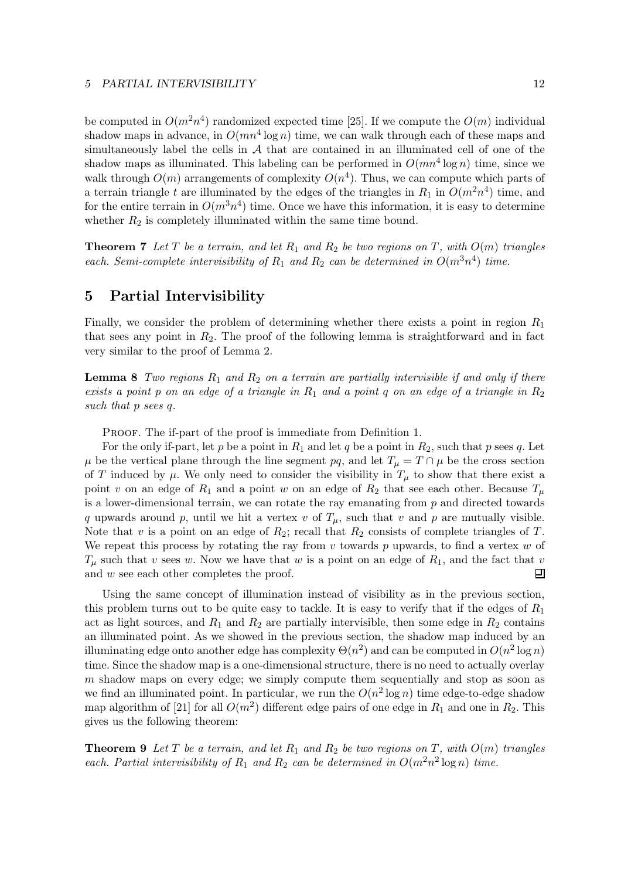be computed in $O(m^2n^4)$ randomized expected time [25]. If we compute the $O(m)$ individual shadow maps in advance, in $O(mn^4 \log n)$ time, we can walk through each of these maps and simultaneously label the cells in $\mathcal{A}$ that are contained in an illuminated cell of one of the shadow maps as illuminated. This labeling can be performed in $O(mn^4 \log n)$ time, since we walk through $O(m)$ arrangements of complexity $O(n^4)$. Thus, we can compute which parts of a terrain triangle $t$ are illuminated by the edges of the triangles in $R_1$ in $O(m^2n^4)$ time, and for the entire terrain in $O(m^3n^4)$ time. Once we have this information, it is easy to determine whether $R_2$ is completely illuminated within the same time bound.

**Theorem 7** *Let $T$ be a terrain, and let $R_1$ and $R_2$ be two regions on $T$, with $O(m)$ triangles each. Semi-complete intervisibility of $R_1$ and $R_2$ can be determined in $O(m^3n^4)$ time.*

## 5 Partial Intervisibility

Finally, we consider the problem of determining whether there exists a point in region $R_1$ that sees any point in $R_2$. The proof of the following lemma is straightforward and in fact very similar to the proof of Lemma 2.

**Lemma 8** *Two regions $R_1$ and $R_2$ on a terrain are partially intervisible if and only if there exists a point $p$ on an edge of a triangle in $R_1$ and a point $q$ on an edge of a triangle in $R_2$ such that $p$ sees $q$.*

Proof. The if-part of the proof is immediate from Definition 1.

For the only if-part, let $p$ be a point in $R_1$ and let $q$ be a point in $R_2$, such that $p$ sees $q$. Let $\mu$ be the vertical plane through the line segment $pq$, and let $T_\mu = T \cap \mu$ be the cross section of $T$ induced by $\mu$. We only need to consider the visibility in $T_\mu$ to show that there exist a point $v$ on an edge of $R_1$ and a point $w$ on an edge of $R_2$ that see each other. Because $T_\mu$ is a lower-dimensional terrain, we can rotate the ray emanating from $p$ and directed towards $q$ upwards around $p$, until we hit a vertex $v$ of $T_\mu$, such that $v$ and $p$ are mutually visible. Note that $v$ is a point on an edge of $R_2$; recall that $R_2$ consists of complete triangles of $T$. We repeat this process by rotating the ray from $v$ towards $p$ upwards, to find a vertex $w$ of $T_\mu$ such that $v$ sees $w$. Now we have that $w$ is a point on an edge of $R_1$, and the fact that $v$ and $w$ see each other completes the proof. ∎

Using the same concept of illumination instead of visibility as in the previous section, this problem turns out to be quite easy to tackle. It is easy to verify that if the edges of $R_1$ act as light sources, and $R_1$ and $R_2$ are partially intervisible, then some edge in $R_2$ contains an illuminated point. As we showed in the previous section, the shadow map induced by an illuminating edge onto another edge has complexity $\Theta(n^2)$ and can be computed in $O(n^2 \log n)$ time. Since the shadow map is a one-dimensional structure, there is no need to actually overlay $m$ shadow maps on every edge; we simply compute them sequentially and stop as soon as we find an illuminated point. In particular, we run the $O(n^2 \log n)$ time edge-to-edge shadow map algorithm of [21] for all $O(m^2)$ different edge pairs of one edge in $R_1$ and one in $R_2$. This gives us the following theorem:

**Theorem 9** *Let $T$ be a terrain, and let $R_1$ and $R_2$ be two regions on $T$, with $O(m)$ triangles each. Partial intervisibility of $R_1$ and $R_2$ can be determined in $O(m^2n^2 \log n)$ time.*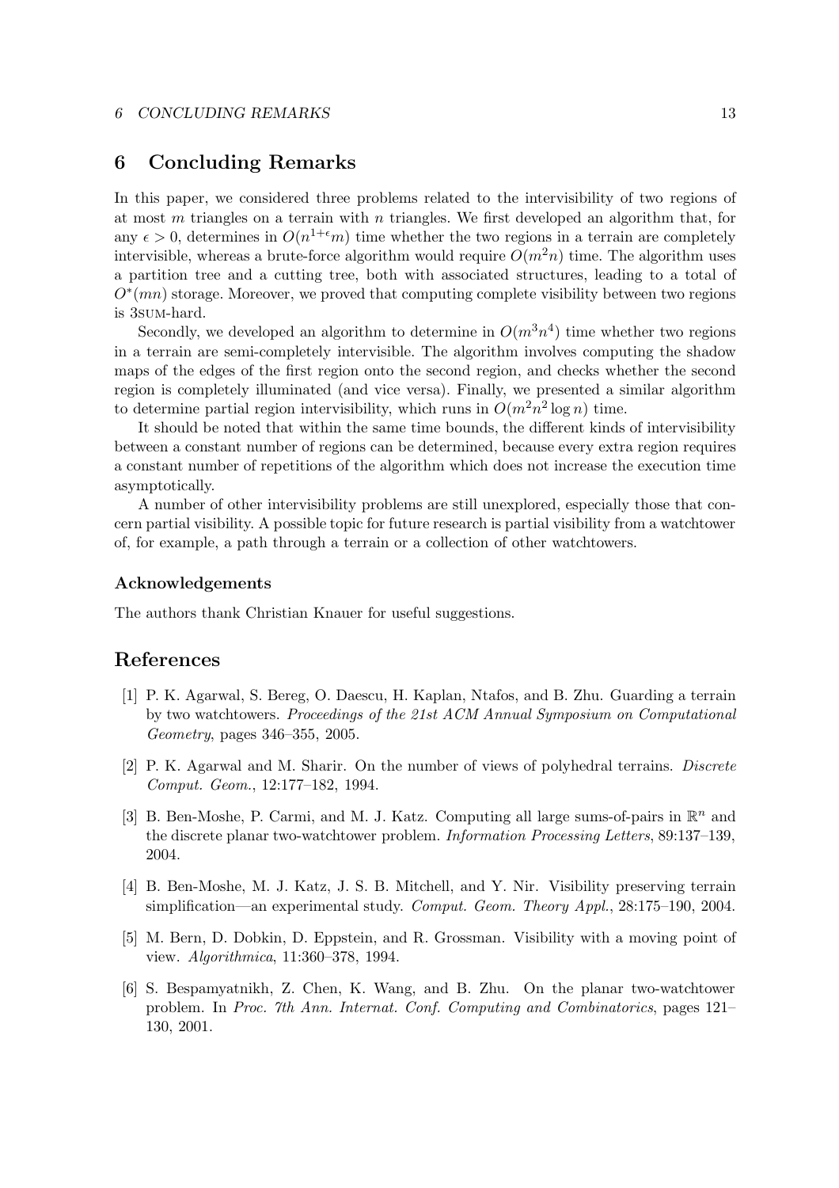## 6 Concluding Remarks

In this paper, we considered three problems related to the intervisibility of two regions of at most $m$ triangles on a terrain with $n$ triangles. We first developed an algorithm that, for any $\epsilon > 0$, determines in $O(n^{1+\epsilon}m)$ time whether the two regions in a terrain are completely intervisible, whereas a brute-force algorithm would require $O(m^2 n)$ time. The algorithm uses a partition tree and a cutting tree, both with associated structures, leading to a total of $O^*(mn)$ storage. Moreover, we proved that computing complete visibility between two regions is 3SUM-hard.

Secondly, we developed an algorithm to determine in $O(m^3 n^4)$ time whether two regions in a terrain are semi-completely intervisible. The algorithm involves computing the shadow maps of the edges of the first region onto the second region, and checks whether the second region is completely illuminated (and vice versa). Finally, we presented a similar algorithm to determine partial region intervisibility, which runs in $O(m^2 n^2 \log n)$ time.

It should be noted that within the same time bounds, the different kinds of intervisibility between a constant number of regions can be determined, because every extra region requires a constant number of repetitions of the algorithm which does not increase the execution time asymptotically.

A number of other intervisibility problems are still unexplored, especially those that concern partial visibility. A possible topic for future research is partial visibility from a watchtower of, for example, a path through a terrain or a collection of other watchtowers.

### Acknowledgements

The authors thank Christian Knauer for useful suggestions.

## References

[1] P. K. Agarwal, S. Bereg, O. Daescu, H. Kaplan, Ntafos, and B. Zhu. Guarding a terrain by two watchtowers. *Proceedings of the 21st ACM Annual Symposium on Computational Geometry*, pages 346–355, 2005.

[2] P. K. Agarwal and M. Sharir. On the number of views of polyhedral terrains. *Discrete Comput. Geom.*, 12:177–182, 1994.

[3] B. Ben-Moshe, P. Carmi, and M. J. Katz. Computing all large sums-of-pairs in $\mathbb{R}^n$ and the discrete planar two-watchtower problem. *Information Processing Letters*, 89:137–139, 2004.

[4] B. Ben-Moshe, M. J. Katz, J. S. B. Mitchell, and Y. Nir. Visibility preserving terrain simplification—an experimental study. *Comput. Geom. Theory Appl.*, 28:175–190, 2004.

[5] M. Bern, D. Dobkin, D. Eppstein, and R. Grossman. Visibility with a moving point of view. *Algorithmica*, 11:360–378, 1994.

[6] S. Bespamyatnikh, Z. Chen, K. Wang, and B. Zhu. On the planar two-watchtower problem. In *Proc. 7th Ann. Internat. Conf. Computing and Combinatorics*, pages 121–130, 2001.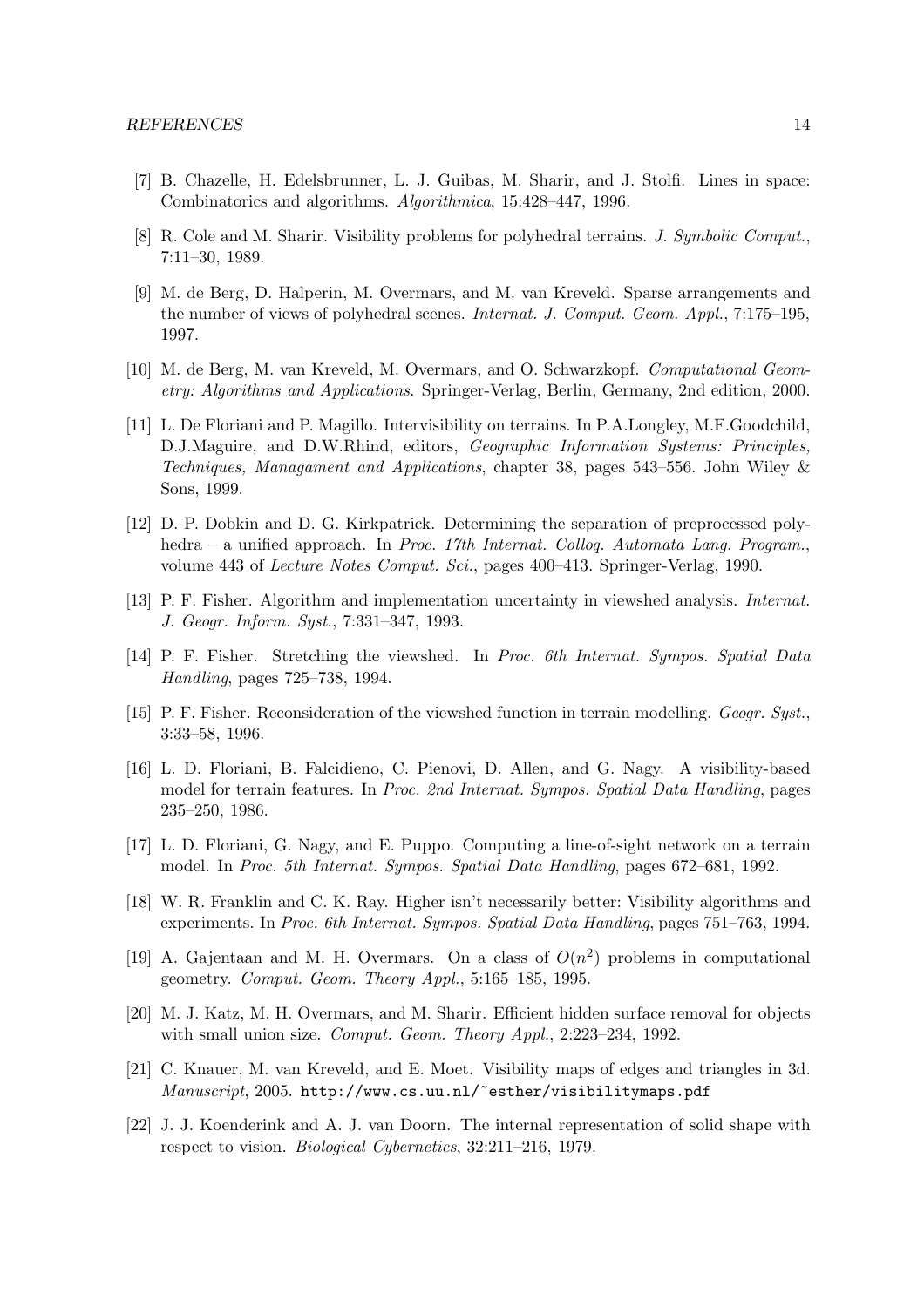[7] B. Chazelle, H. Edelsbrunner, L. J. Guibas, M. Sharir, and J. Stolfi. Lines in space: Combinatorics and algorithms. *Algorithmica*, 15:428–447, 1996.

[8] R. Cole and M. Sharir. Visibility problems for polyhedral terrains. *J. Symbolic Comput.*, 7:11–30, 1989.

[9] M. de Berg, D. Halperin, M. Overmars, and M. van Kreveld. Sparse arrangements and the number of views of polyhedral scenes. *Internat. J. Comput. Geom. Appl.*, 7:175–195, 1997.

[10] M. de Berg, M. van Kreveld, M. Overmars, and O. Schwarzkopf. *Computational Geometry: Algorithms and Applications*. Springer-Verlag, Berlin, Germany, 2nd edition, 2000.

[11] L. De Floriani and P. Magillo. Intervisibility on terrains. In P.A.Longley, M.F.Goodchild, D.J.Maguire, and D.W.Rhind, editors, *Geographic Information Systems: Principles, Techniques, Managament and Applications*, chapter 38, pages 543–556. John Wiley & Sons, 1999.

[12] D. P. Dobkin and D. G. Kirkpatrick. Determining the separation of preprocessed polyhedra – a unified approach. In *Proc. 17th Internat. Colloq. Automata Lang. Program.*, volume 443 of *Lecture Notes Comput. Sci.*, pages 400–413. Springer-Verlag, 1990.

[13] P. F. Fisher. Algorithm and implementation uncertainty in viewshed analysis. *Internat. J. Geogr. Inform. Syst.*, 7:331–347, 1993.

[14] P. F. Fisher. Stretching the viewshed. In *Proc. 6th Internat. Sympos. Spatial Data Handling*, pages 725–738, 1994.

[15] P. F. Fisher. Reconsideration of the viewshed function in terrain modelling. *Geogr. Syst.*, 3:33–58, 1996.

[16] L. D. Floriani, B. Falcidieno, C. Pienovi, D. Allen, and G. Nagy. A visibility-based model for terrain features. In *Proc. 2nd Internat. Sympos. Spatial Data Handling*, pages 235–250, 1986.

[17] L. D. Floriani, G. Nagy, and E. Puppo. Computing a line-of-sight network on a terrain model. In *Proc. 5th Internat. Sympos. Spatial Data Handling*, pages 672–681, 1992.

[18] W. R. Franklin and C. K. Ray. Higher isn't necessarily better: Visibility algorithms and experiments. In *Proc. 6th Internat. Sympos. Spatial Data Handling*, pages 751–763, 1994.

[19] A. Gajentaan and M. H. Overmars. On a class of $O(n^2)$ problems in computational geometry. *Comput. Geom. Theory Appl.*, 5:165–185, 1995.

[20] M. J. Katz, M. H. Overmars, and M. Sharir. Efficient hidden surface removal for objects with small union size. *Comput. Geom. Theory Appl.*, 2:223–234, 1992.

[21] C. Knauer, M. van Kreveld, and E. Moet. Visibility maps of edges and triangles in 3d. *Manuscript*, 2005. `http://www.cs.uu.nl/~esther/visibilitymaps.pdf`

[22] J. J. Koenderink and A. J. van Doorn. The internal representation of solid shape with respect to vision. *Biological Cybernetics*, 32:211–216, 1979.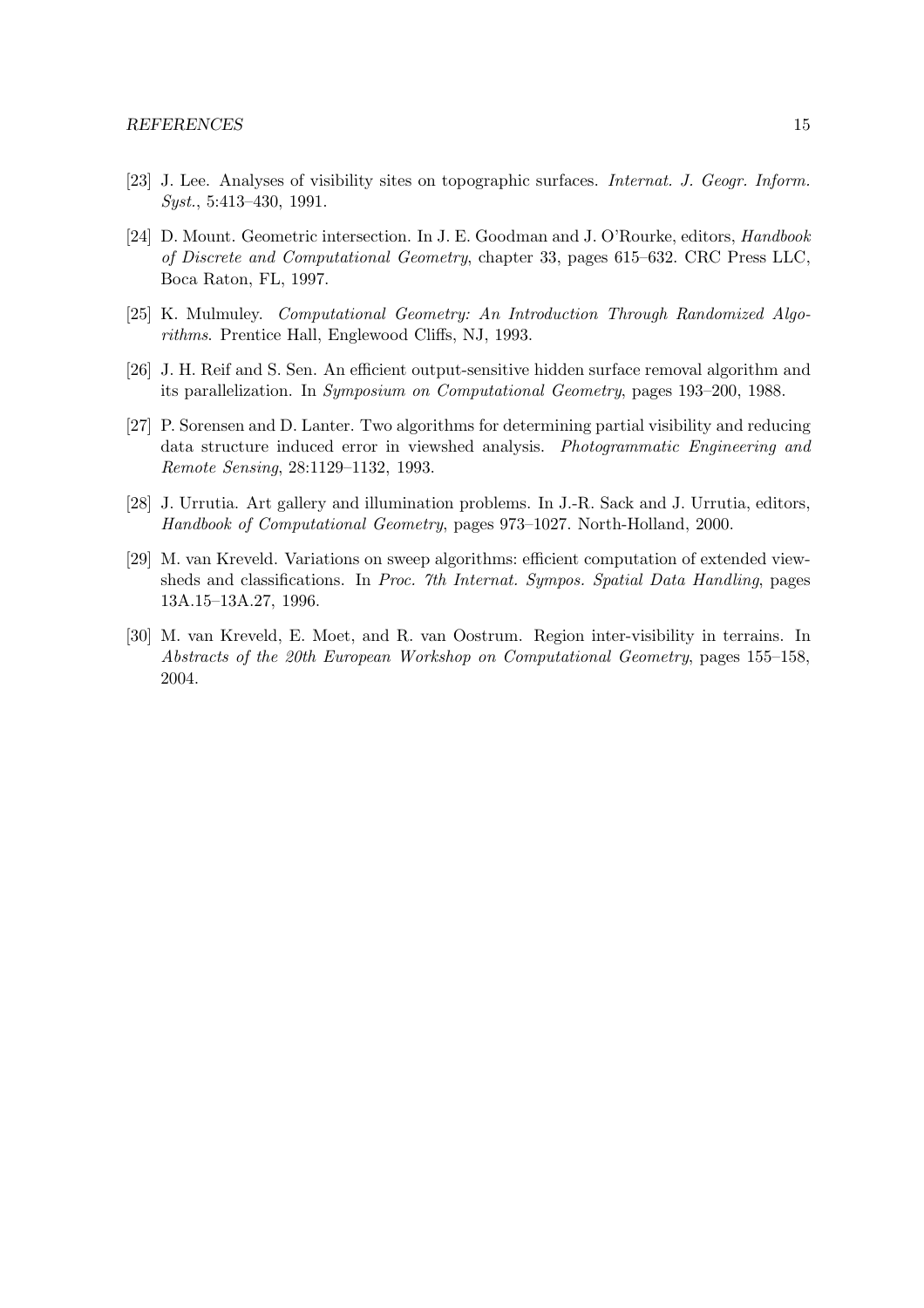[23] J. Lee. Analyses of visibility sites on topographic surfaces. *Internat. J. Geogr. Inform. Syst.*, 5:413–430, 1991.

[24] D. Mount. Geometric intersection. In J. E. Goodman and J. O'Rourke, editors, *Handbook of Discrete and Computational Geometry*, chapter 33, pages 615–632. CRC Press LLC, Boca Raton, FL, 1997.

[25] K. Mulmuley. *Computational Geometry: An Introduction Through Randomized Algorithms*. Prentice Hall, Englewood Cliffs, NJ, 1993.

[26] J. H. Reif and S. Sen. An efficient output-sensitive hidden surface removal algorithm and its parallelization. In *Symposium on Computational Geometry*, pages 193–200, 1988.

[27] P. Sorensen and D. Lanter. Two algorithms for determining partial visibility and reducing data structure induced error in viewshed analysis. *Photogrammatic Engineering and Remote Sensing*, 28:1129–1132, 1993.

[28] J. Urrutia. Art gallery and illumination problems. In J.-R. Sack and J. Urrutia, editors, *Handbook of Computational Geometry*, pages 973–1027. North-Holland, 2000.

[29] M. van Kreveld. Variations on sweep algorithms: efficient computation of extended viewsheds and classifications. In *Proc. 7th Internat. Sympos. Spatial Data Handling*, pages 13A.15–13A.27, 1996.

[30] M. van Kreveld, E. Moet, and R. van Oostrum. Region inter-visibility in terrains. In *Abstracts of the 20th European Workshop on Computational Geometry*, pages 155–158, 2004.